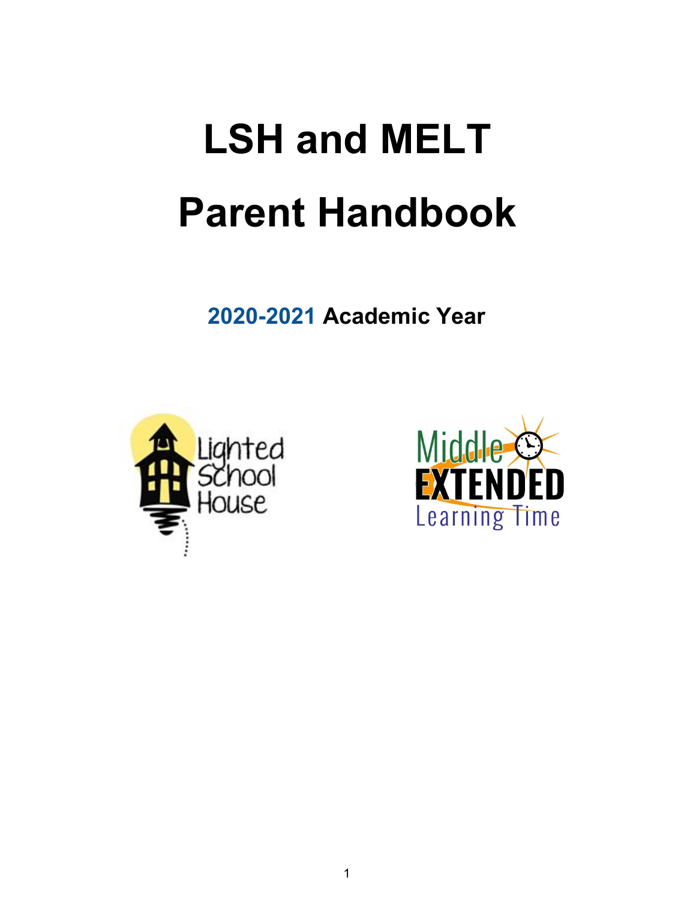# LSH and MELT Parent Handbook

**2020-2021 Academic Year**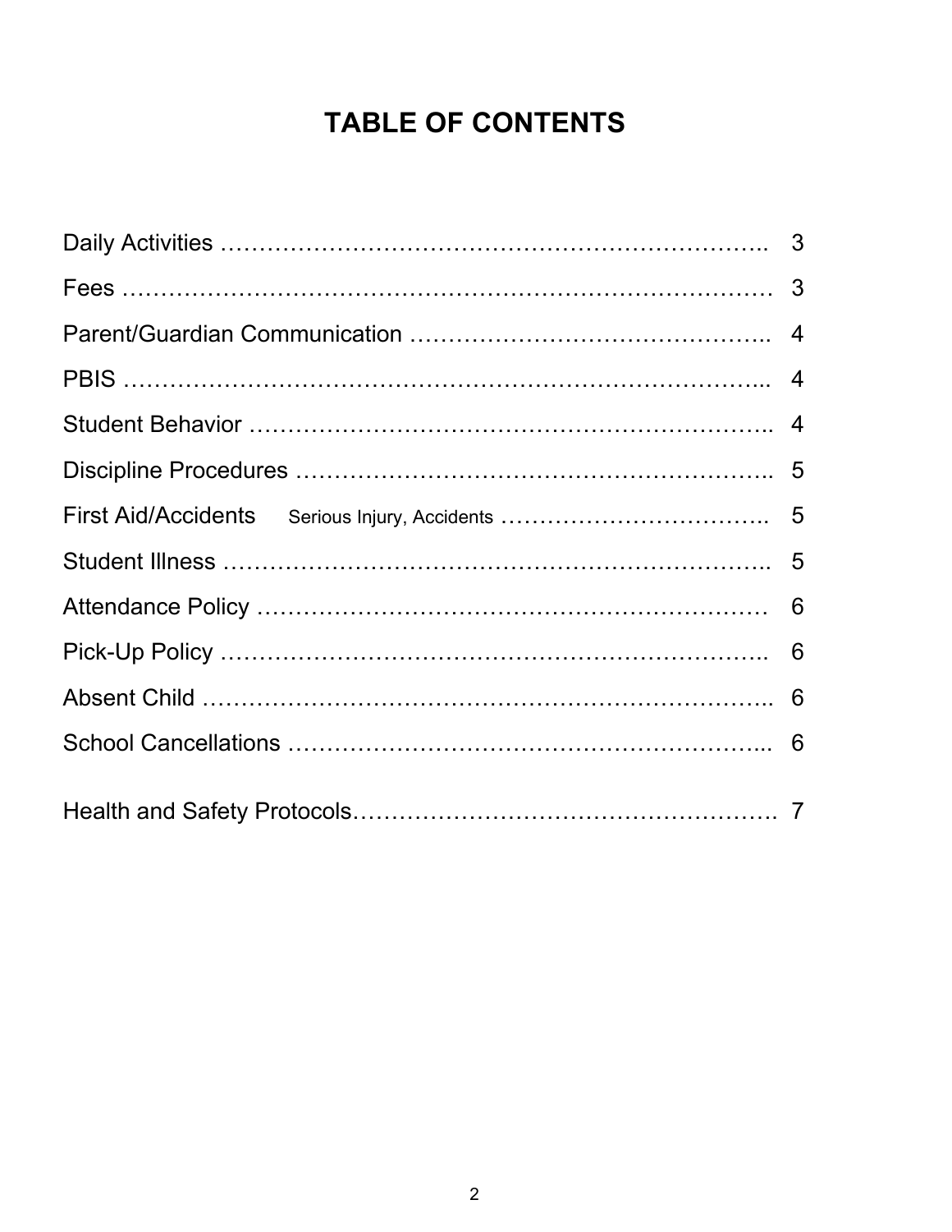# TABLE OF CONTENTS

| | |
|---|---|
| Daily Activities | 3 |
| Fees | 3 |
| Parent/Guardian Communication | 4 |
| PBIS | 4 |
| Student Behavior | 4 |
| Discipline Procedures | 5 |
| First Aid/Accidents Serious Injury, Accidents | 5 |
| Student Illness | 5 |
| Attendance Policy | 6 |
| Pick-Up Policy | 6 |
| Absent Child | 6 |
| School Cancellations | 6 |
| Health and Safety Protocols | 7 |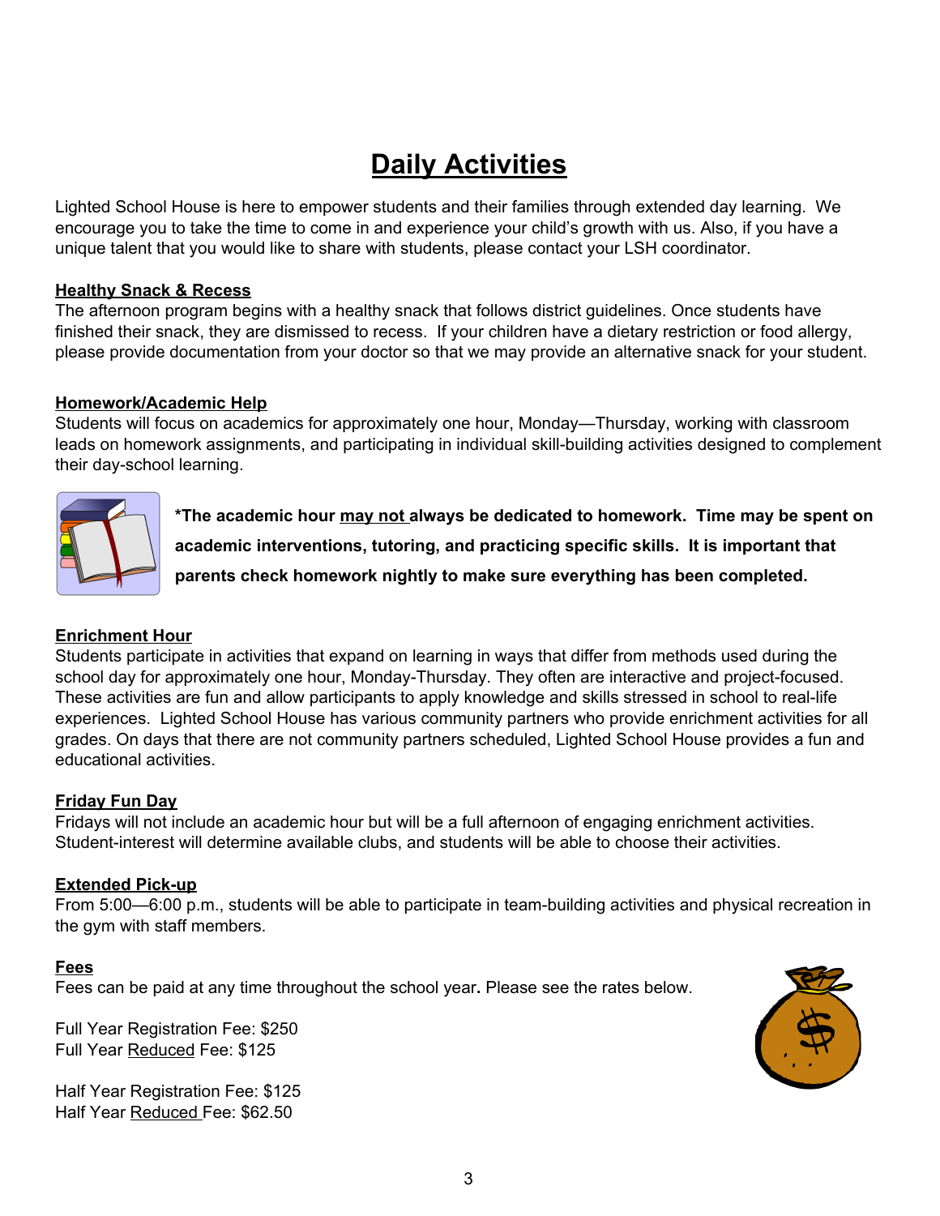# Daily Activities

Lighted School House is here to empower students and their families through extended day learning. We encourage you to take the time to come in and experience your child's growth with us. Also, if you have a unique talent that you would like to share with students, please contact your LSH coordinator.

## Healthy Snack & Recess

The afternoon program begins with a healthy snack that follows district guidelines. Once students have finished their snack, they are dismissed to recess. If your children have a dietary restriction or food allergy, please provide documentation from your doctor so that we may provide an alternative snack for your student.

## Homework/Academic Help

Students will focus on academics for approximately one hour, Monday—Thursday, working with classroom leads on homework assignments, and participating in individual skill-building activities designed to complement their day-school learning.

**\*The academic hour may not always be dedicated to homework. Time may be spent on academic interventions, tutoring, and practicing specific skills. It is important that parents check homework nightly to make sure everything has been completed.**

## Enrichment Hour

Students participate in activities that expand on learning in ways that differ from methods used during the school day for approximately one hour, Monday-Thursday. They often are interactive and project-focused. These activities are fun and allow participants to apply knowledge and skills stressed in school to real-life experiences. Lighted School House has various community partners who provide enrichment activities for all grades. On days that there are not community partners scheduled, Lighted School House provides a fun and educational activities.

## Friday Fun Day

Fridays will not include an academic hour but will be a full afternoon of engaging enrichment activities. Student-interest will determine available clubs, and students will be able to choose their activities.

## Extended Pick-up

From 5:00—6:00 p.m., students will be able to participate in team-building activities and physical recreation in the gym with staff members.

## Fees

Fees can be paid at any time throughout the school year. Please see the rates below.

Full Year Registration Fee: $250
Full Year Reduced Fee: $125

Half Year Registration Fee: $125
Half Year Reduced Fee: $62.50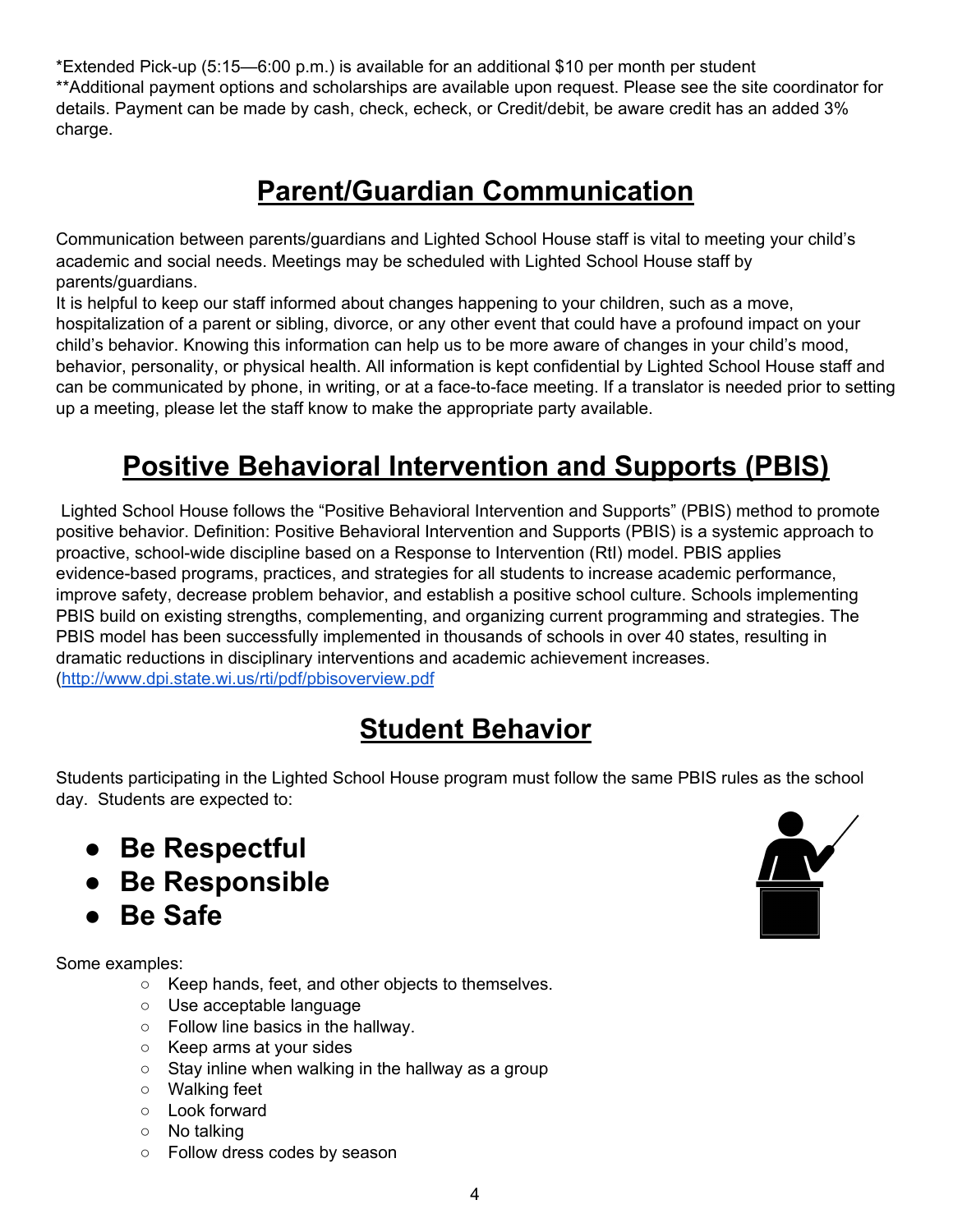*Extended Pick-up (5:15—6:00 p.m.) is available for an additional $10 per month per student
**Additional payment options and scholarships are available upon request. Please see the site coordinator for details. Payment can be made by cash, check, echeck, or Credit/debit, be aware credit has an added 3% charge.

# Parent/Guardian Communication

Communication between parents/guardians and Lighted School House staff is vital to meeting your child's academic and social needs. Meetings may be scheduled with Lighted School House staff by parents/guardians.
It is helpful to keep our staff informed about changes happening to your children, such as a move, hospitalization of a parent or sibling, divorce, or any other event that could have a profound impact on your child's behavior. Knowing this information can help us to be more aware of changes in your child's mood, behavior, personality, or physical health. All information is kept confidential by Lighted School House staff and can be communicated by phone, in writing, or at a face-to-face meeting. If a translator is needed prior to setting up a meeting, please let the staff know to make the appropriate party available.

# Positive Behavioral Intervention and Supports (PBIS)

Lighted School House follows the "Positive Behavioral Intervention and Supports" (PBIS) method to promote positive behavior. Definition: Positive Behavioral Intervention and Supports (PBIS) is a systemic approach to proactive, school-wide discipline based on a Response to Intervention (RtI) model. PBIS applies evidence-based programs, practices, and strategies for all students to increase academic performance, improve safety, decrease problem behavior, and establish a positive school culture. Schools implementing PBIS build on existing strengths, complementing, and organizing current programming and strategies. The PBIS model has been successfully implemented in thousands of schools in over 40 states, resulting in dramatic reductions in disciplinary interventions and academic achievement increases. (http://www.dpi.state.wi.us/rti/pdf/pbisoverview.pdf

# Student Behavior

Students participating in the Lighted School House program must follow the same PBIS rules as the school day. Students are expected to:

- **Be Respectful**
- **Be Responsible**
- **Be Safe**

Some examples:

- Keep hands, feet, and other objects to themselves.
- Use acceptable language
- Follow line basics in the hallway.
- Keep arms at your sides
- Stay inline when walking in the hallway as a group
- Walking feet
- Look forward
- No talking
- Follow dress codes by season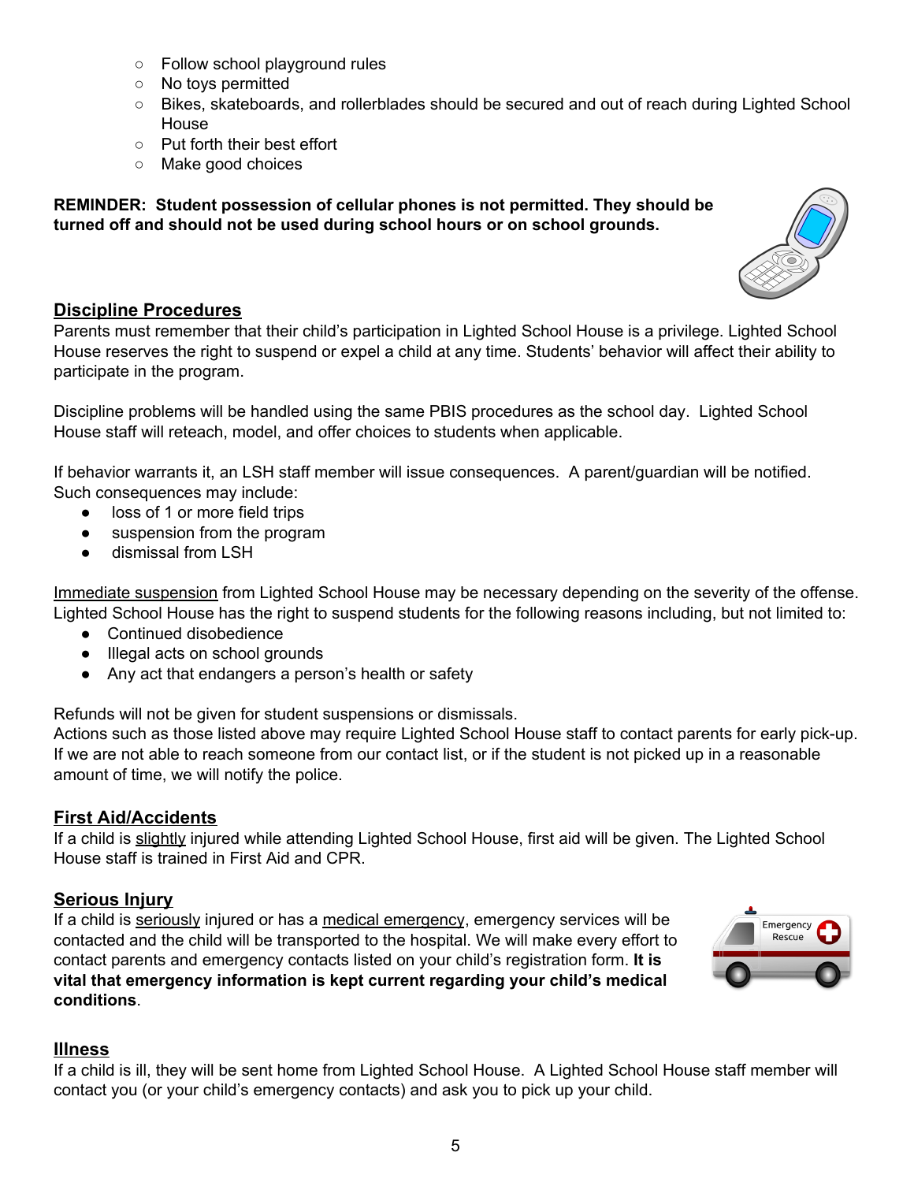- Follow school playground rules
- No toys permitted
- Bikes, skateboards, and rollerblades should be secured and out of reach during Lighted School House
- Put forth their best effort
- Make good choices

**REMINDER: Student possession of cellular phones is not permitted. They should be turned off and should not be used during school hours or on school grounds.**

## Discipline Procedures

Parents must remember that their child's participation in Lighted School House is a privilege. Lighted School House reserves the right to suspend or expel a child at any time. Students' behavior will affect their ability to participate in the program.

Discipline problems will be handled using the same PBIS procedures as the school day. Lighted School House staff will reteach, model, and offer choices to students when applicable.

If behavior warrants it, an LSH staff member will issue consequences. A parent/guardian will be notified. Such consequences may include:

- loss of 1 or more field trips
- suspension from the program
- dismissal from LSH

Immediate suspension from Lighted School House may be necessary depending on the severity of the offense. Lighted School House has the right to suspend students for the following reasons including, but not limited to:

- Continued disobedience
- Illegal acts on school grounds
- Any act that endangers a person's health or safety

Refunds will not be given for student suspensions or dismissals.
Actions such as those listed above may require Lighted School House staff to contact parents for early pick-up. If we are not able to reach someone from our contact list, or if the student is not picked up in a reasonable amount of time, we will notify the police.

## First Aid/Accidents

If a child is slightly injured while attending Lighted School House, first aid will be given. The Lighted School House staff is trained in First Aid and CPR.

## Serious Injury

If a child is seriously injured or has a medical emergency, emergency services will be contacted and the child will be transported to the hospital. We will make every effort to contact parents and emergency contacts listed on your child's registration form. **It is vital that emergency information is kept current regarding your child's medical conditions**.

## Illness

If a child is ill, they will be sent home from Lighted School House. A Lighted School House staff member will contact you (or your child's emergency contacts) and ask you to pick up your child.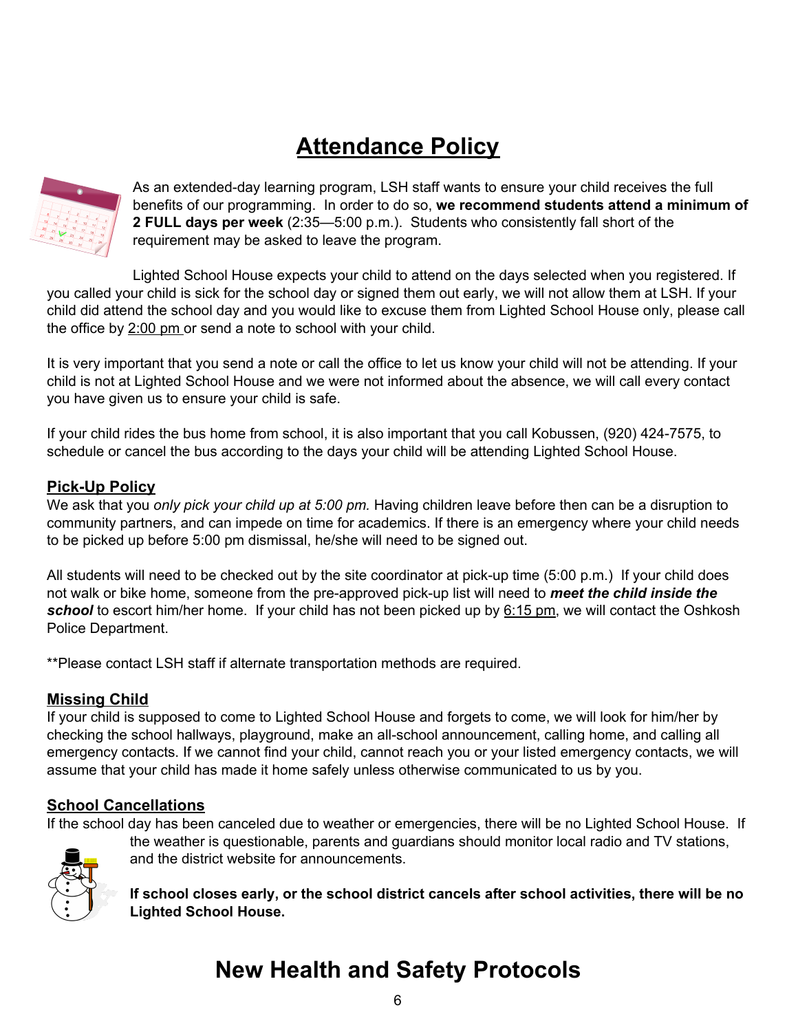# Attendance Policy

As an extended-day learning program, LSH staff wants to ensure your child receives the full benefits of our programming. In order to do so, **we recommend students attend a minimum of 2 FULL days per week** (2:35—5:00 p.m.). Students who consistently fall short of the requirement may be asked to leave the program.

Lighted School House expects your child to attend on the days selected when you registered. If you called your child is sick for the school day or signed them out early, we will not allow them at LSH. If your child did attend the school day and you would like to excuse them from Lighted School House only, please call the office by 2:00 pm or send a note to school with your child.

It is very important that you send a note or call the office to let us know your child will not be attending. If your child is not at Lighted School House and we were not informed about the absence, we will call every contact you have given us to ensure your child is safe.

If your child rides the bus home from school, it is also important that you call Kobussen, (920) 424-7575, to schedule or cancel the bus according to the days your child will be attending Lighted School House.

## Pick-Up Policy

We ask that you *only pick your child up at 5:00 pm.* Having children leave before then can be a disruption to community partners, and can impede on time for academics. If there is an emergency where your child needs to be picked up before 5:00 pm dismissal, he/she will need to be signed out.

All students will need to be checked out by the site coordinator at pick-up time (5:00 p.m.) If your child does not walk or bike home, someone from the pre-approved pick-up list will need to ***meet the child inside the school*** to escort him/her home. If your child has not been picked up by 6:15 pm, we will contact the Oshkosh Police Department.

**Please contact LSH staff if alternate transportation methods are required.

## Missing Child

If your child is supposed to come to Lighted School House and forgets to come, we will look for him/her by checking the school hallways, playground, make an all-school announcement, calling home, and calling all emergency contacts. If we cannot find your child, cannot reach you or your listed emergency contacts, we will assume that your child has made it home safely unless otherwise communicated to us by you.

## School Cancellations

If the school day has been canceled due to weather or emergencies, there will be no Lighted School House. If the weather is questionable, parents and guardians should monitor local radio and TV stations, and the district website for announcements.

**If school closes early, or the school district cancels after school activities, there will be no Lighted School House.**

# New Health and Safety Protocols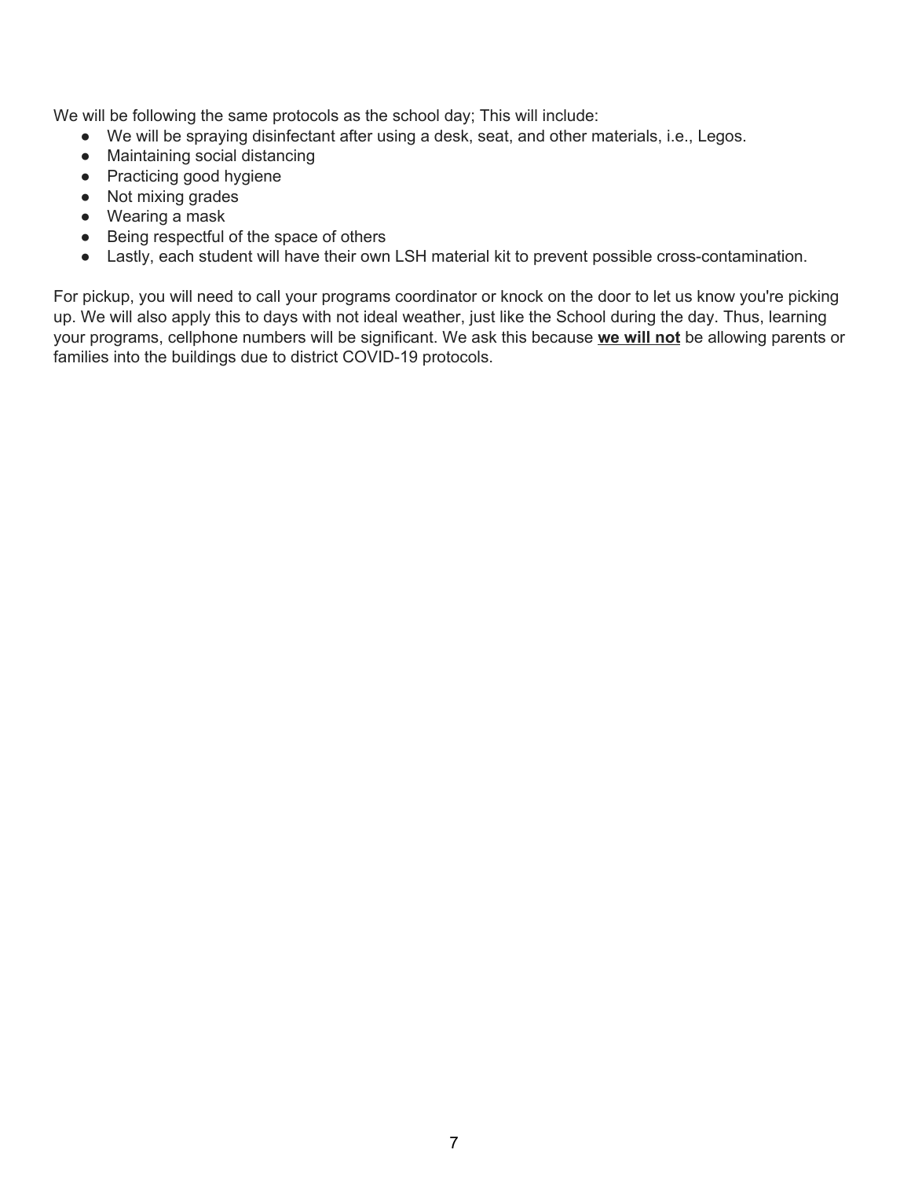We will be following the same protocols as the school day; This will include:

- We will be spraying disinfectant after using a desk, seat, and other materials, i.e., Legos.
- Maintaining social distancing
- Practicing good hygiene
- Not mixing grades
- Wearing a mask
- Being respectful of the space of others
- Lastly, each student will have their own LSH material kit to prevent possible cross-contamination.

For pickup, you will need to call your programs coordinator or knock on the door to let us know you're picking up. We will also apply this to days with not ideal weather, just like the School during the day. Thus, learning your programs, cellphone numbers will be significant. We ask this because **<u>we will not</u>** be allowing parents or families into the buildings due to district COVID-19 protocols.